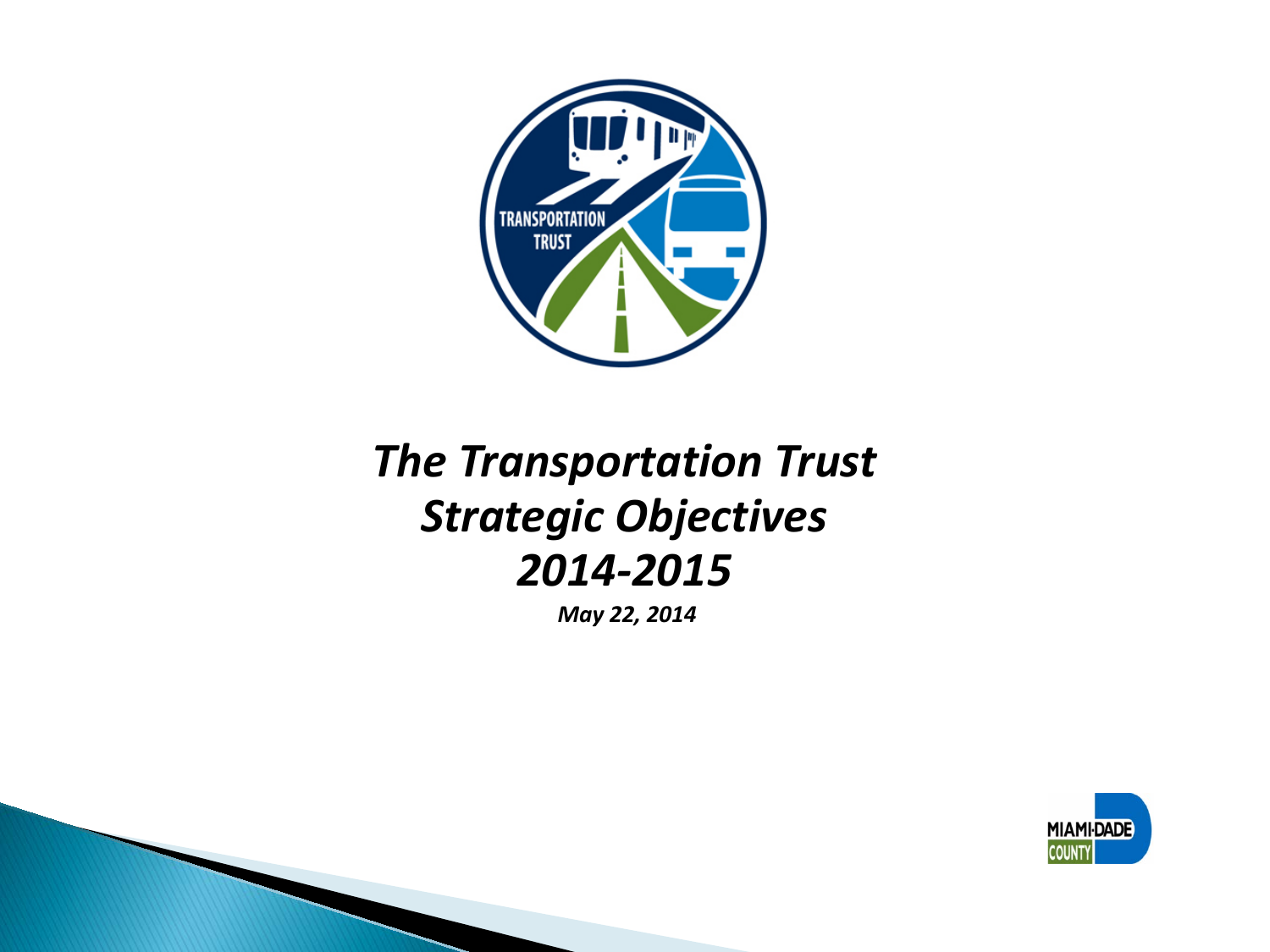# *The Transportation Trust Strategic Objectives 2014-2015*

***May 22, 2014***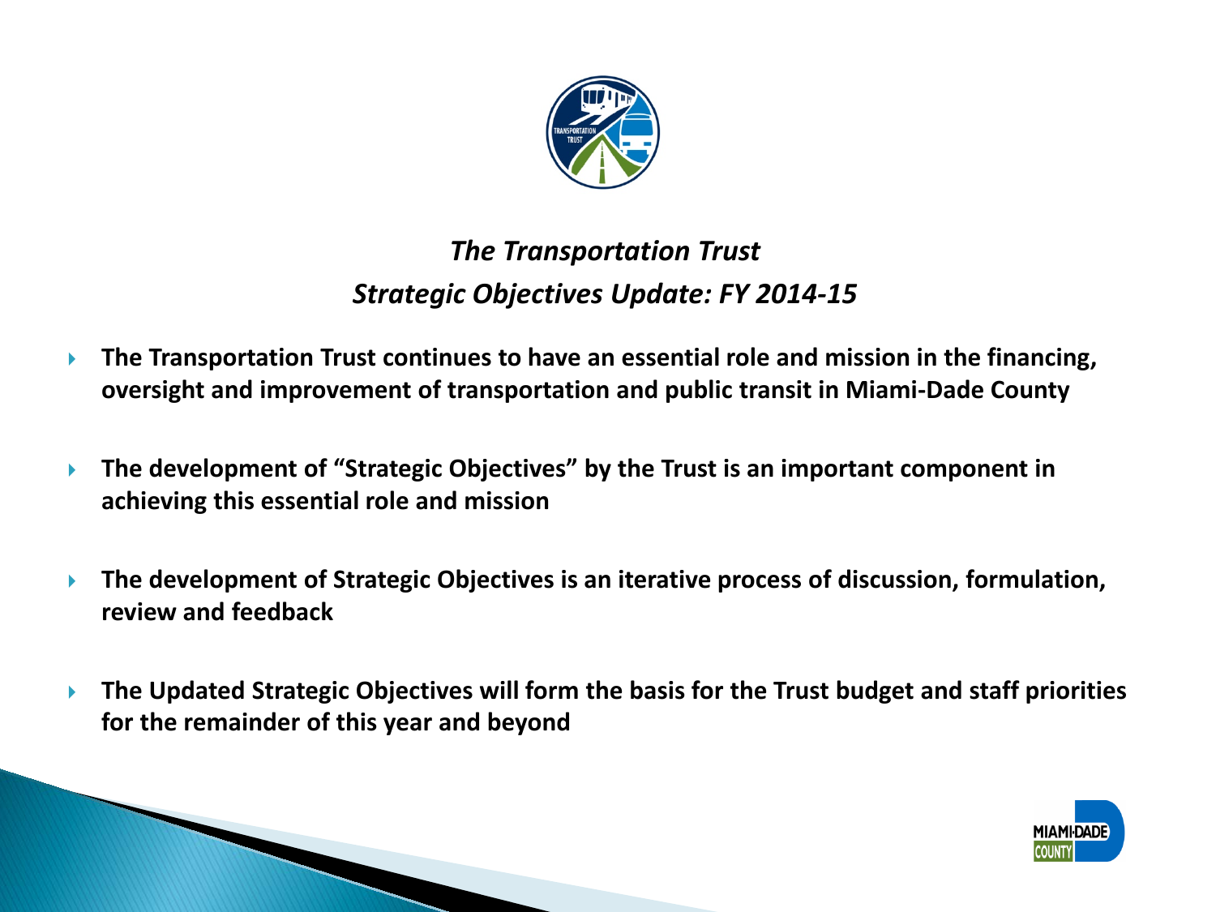## *The Transportation Trust*
## *Strategic Objectives Update: FY 2014-15*

- **The Transportation Trust continues to have an essential role and mission in the financing, oversight and improvement of transportation and public transit in Miami-Dade County**

- **The development of "Strategic Objectives" by the Trust is an important component in achieving this essential role and mission**

- **The development of Strategic Objectives is an iterative process of discussion, formulation, review and feedback**

- **The Updated Strategic Objectives will form the basis for the Trust budget and staff priorities for the remainder of this year and beyond**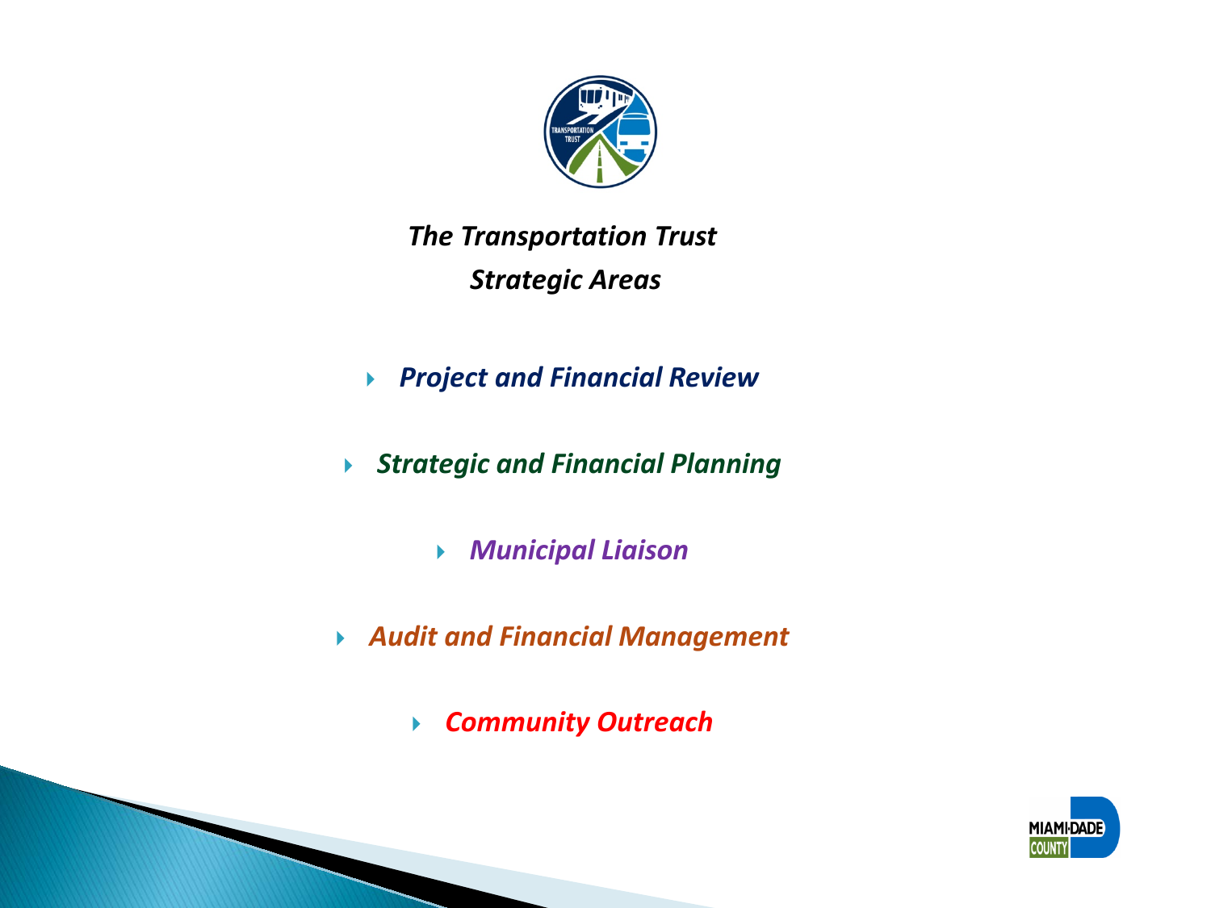## *The Transportation Trust Strategic Areas*

- ***Project and Financial Review***
- ***Strategic and Financial Planning***
- ***Municipal Liaison***
- ***Audit and Financial Management***
- ***Community Outreach***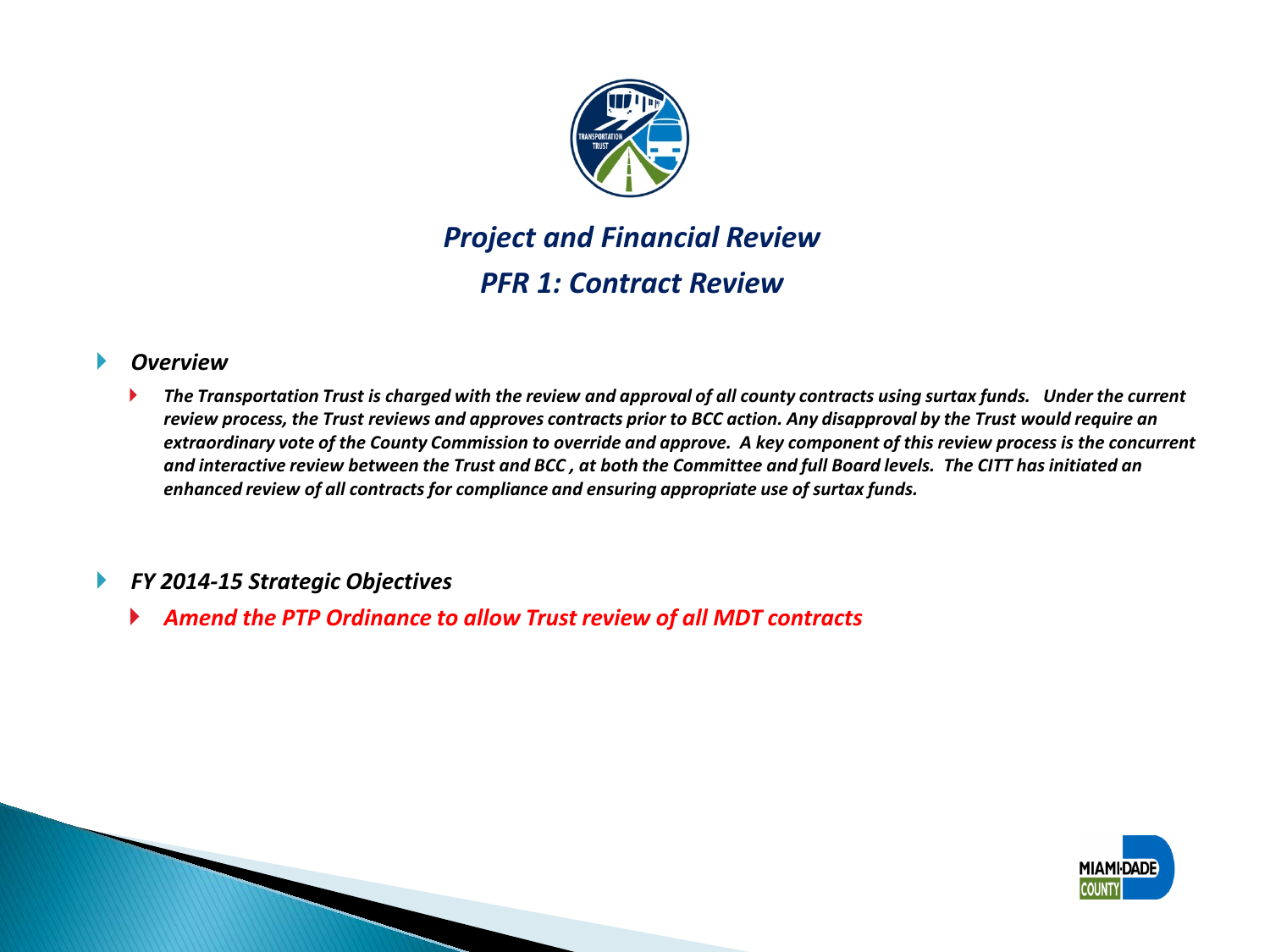## *Project and Financial Review*

## *PFR 1: Contract Review*

- ***Overview***
  - ***The Transportation Trust is charged with the review and approval of all county contracts using surtax funds. Under the current review process, the Trust reviews and approves contracts prior to BCC action. Any disapproval by the Trust would require an extraordinary vote of the County Commission to override and approve. A key component of this review process is the concurrent and interactive review between the Trust and BCC , at both the Committee and full Board levels. The CITT has initiated an enhanced review of all contracts for compliance and ensuring appropriate use of surtax funds.***

- ***FY 2014-15 Strategic Objectives***
  - ***Amend the PTP Ordinance to allow Trust review of all MDT contracts***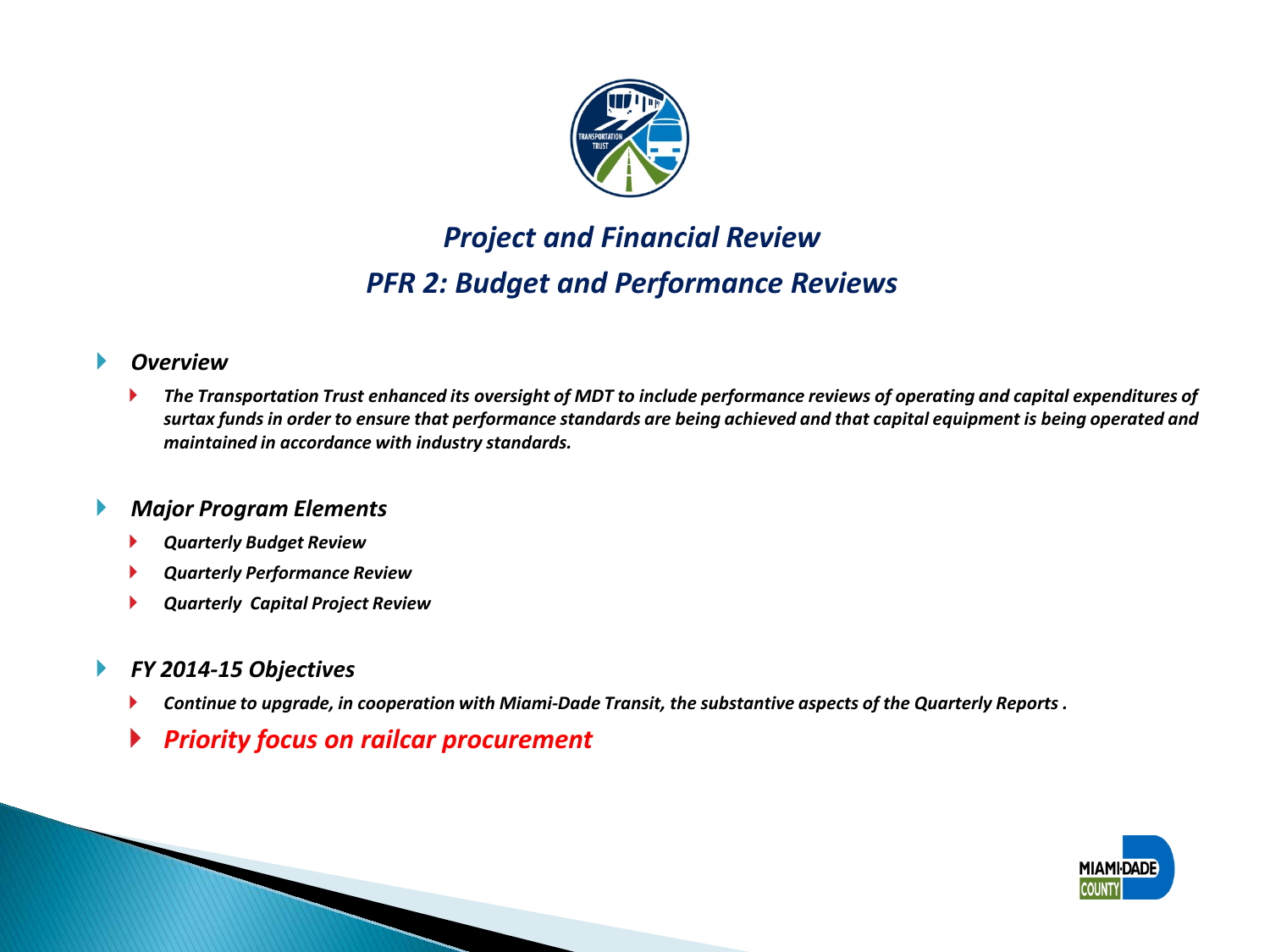## *Project and Financial Review*
## *PFR 2: Budget and Performance Reviews*

- ***Overview***
  - ***The Transportation Trust enhanced its oversight of MDT to include performance reviews of operating and capital expenditures of surtax funds in order to ensure that performance standards are being achieved and that capital equipment is being operated and maintained in accordance with industry standards.***

- ***Major Program Elements***
  - ***Quarterly Budget Review***
  - ***Quarterly Performance Review***
  - ***Quarterly Capital Project Review***

- ***FY 2014-15 Objectives***
  - ***Continue to upgrade, in cooperation with Miami-Dade Transit, the substantive aspects of the Quarterly Reports .***
  - ***Priority focus on railcar procurement***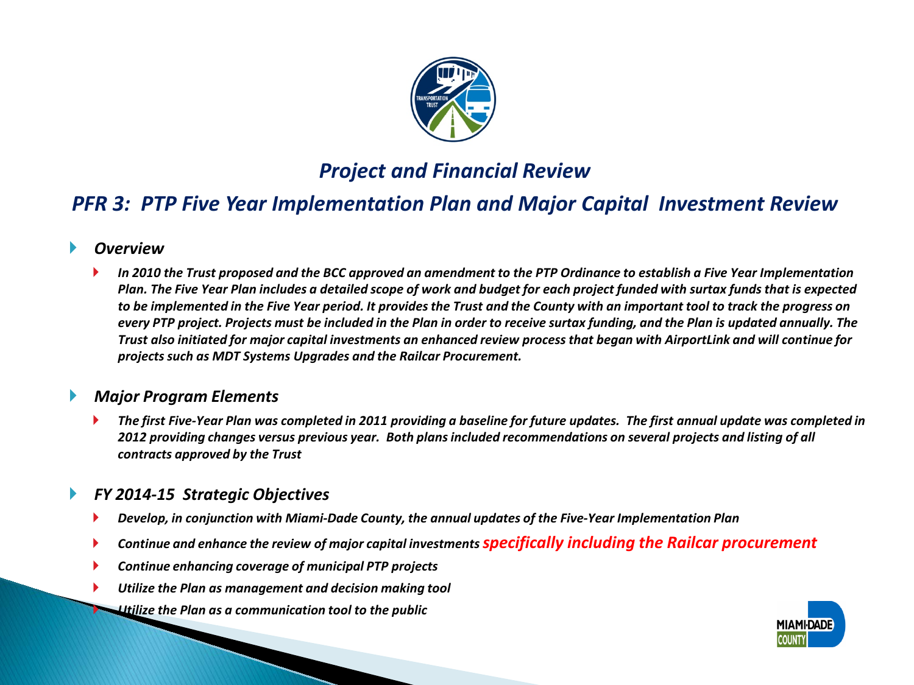## *Project and Financial Review*

## *PFR 3: PTP Five Year Implementation Plan and Major Capital Investment Review*

- ***Overview***
  - ***In 2010 the Trust proposed and the BCC approved an amendment to the PTP Ordinance to establish a Five Year Implementation Plan. The Five Year Plan includes a detailed scope of work and budget for each project funded with surtax funds that is expected to be implemented in the Five Year period. It provides the Trust and the County with an important tool to track the progress on every PTP project. Projects must be included in the Plan in order to receive surtax funding, and the Plan is updated annually. The Trust also initiated for major capital investments an enhanced review process that began with AirportLink and will continue for projects such as MDT Systems Upgrades and the Railcar Procurement.***

- ***Major Program Elements***
  - ***The first Five-Year Plan was completed in 2011 providing a baseline for future updates. The first annual update was completed in 2012 providing changes versus previous year. Both plans included recommendations on several projects and listing of all contracts approved by the Trust***

- ***FY 2014-15 Strategic Objectives***
  - ***Develop, in conjunction with Miami-Dade County, the annual updates of the Five-Year Implementation Plan***
  - ***Continue and enhance the review of major capital investments specifically including the Railcar procurement***
  - ***Continue enhancing coverage of municipal PTP projects***
  - ***Utilize the Plan as management and decision making tool***
  - ***Utilize the Plan as a communication tool to the public***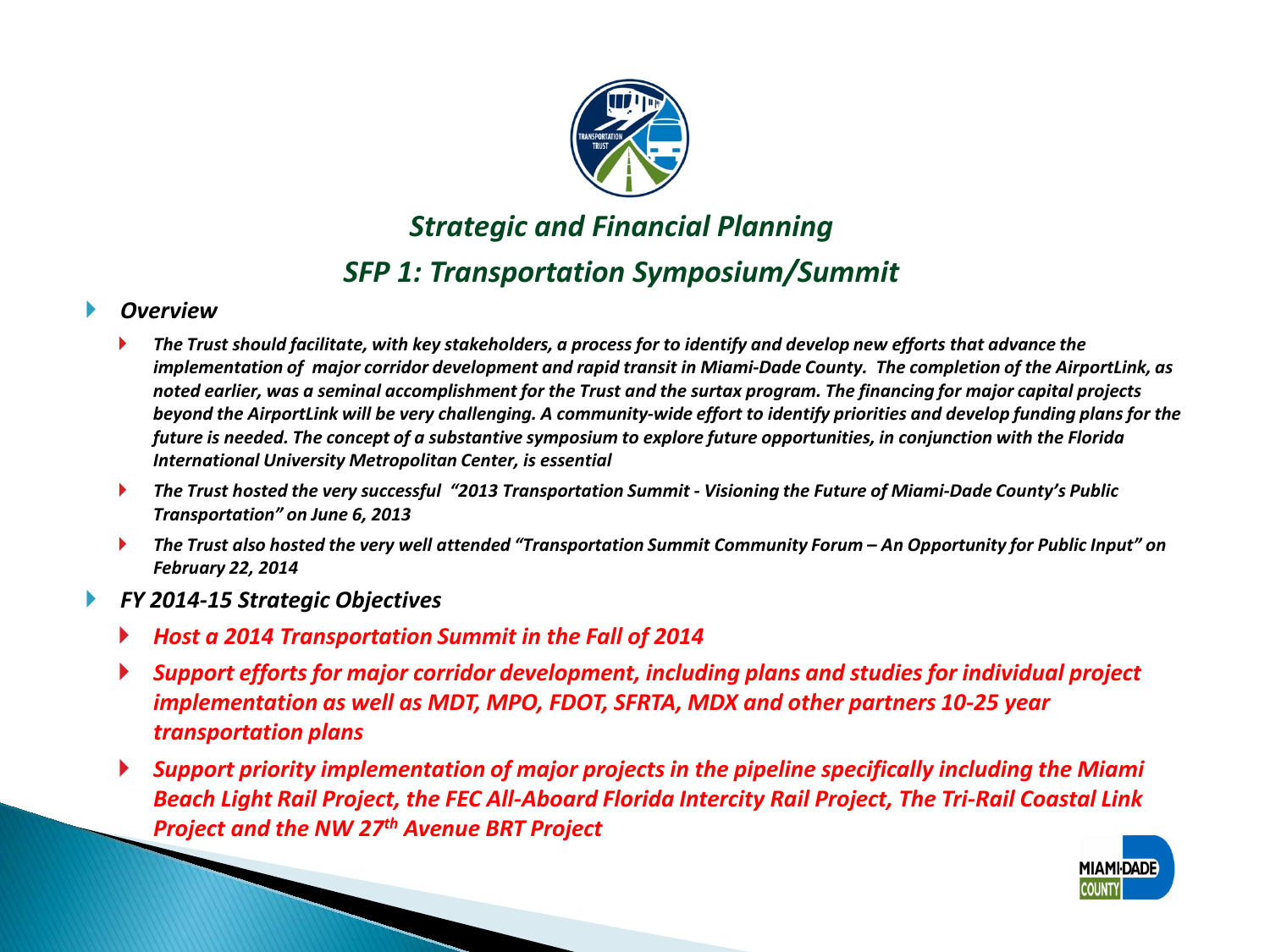## *Strategic and Financial Planning*

## *SFP 1: Transportation Symposium/Summit*

- ***Overview***
  - ***The Trust should facilitate, with key stakeholders, a process for to identify and develop new efforts that advance the implementation of major corridor development and rapid transit in Miami-Dade County. The completion of the AirportLink, as noted earlier, was a seminal accomplishment for the Trust and the surtax program. The financing for major capital projects beyond the AirportLink will be very challenging. A community-wide effort to identify priorities and develop funding plans for the future is needed. The concept of a substantive symposium to explore future opportunities, in conjunction with the Florida International University Metropolitan Center, is essential***
  - ***The Trust hosted the very successful "2013 Transportation Summit - Visioning the Future of Miami-Dade County's Public Transportation" on June 6, 2013***
  - ***The Trust also hosted the very well attended "Transportation Summit Community Forum – An Opportunity for Public Input" on February 22, 2014***
- ***FY 2014-15 Strategic Objectives***
  - ***Host a 2014 Transportation Summit in the Fall of 2014***
  - ***Support efforts for major corridor development, including plans and studies for individual project implementation as well as MDT, MPO, FDOT, SFRTA, MDX and other partners 10-25 year transportation plans***
  - ***Support priority implementation of major projects in the pipeline specifically including the Miami Beach Light Rail Project, the FEC All-Aboard Florida Intercity Rail Project, The Tri-Rail Coastal Link Project and the NW 27th Avenue BRT Project***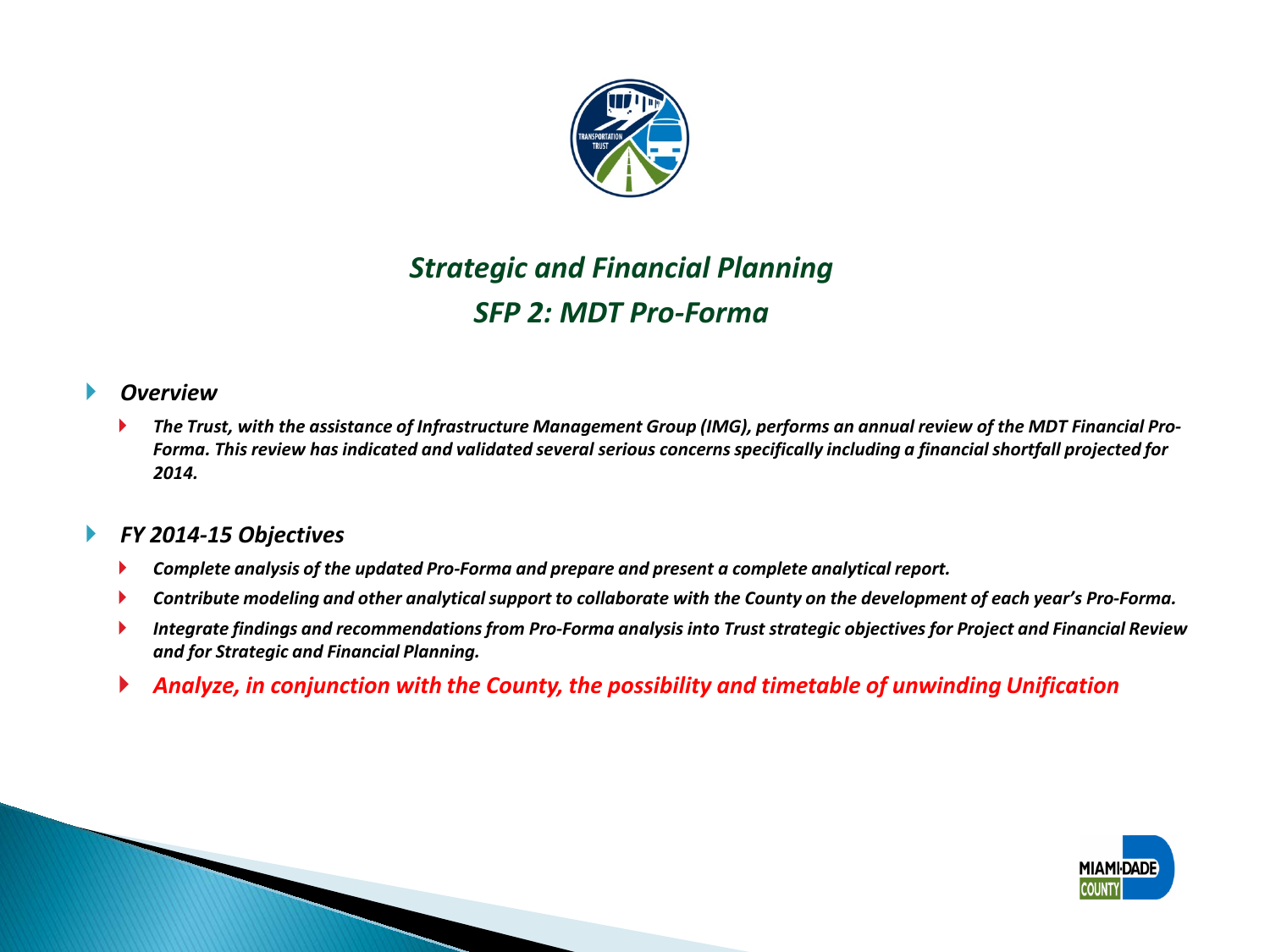# *Strategic and Financial Planning*
## *SFP 2: MDT Pro-Forma*

- ***Overview***
  - ***The Trust, with the assistance of Infrastructure Management Group (IMG), performs an annual review of the MDT Financial Pro-Forma. This review has indicated and validated several serious concerns specifically including a financial shortfall projected for 2014.***

- ***FY 2014-15 Objectives***
  - ***Complete analysis of the updated Pro-Forma and prepare and present a complete analytical report.***
  - ***Contribute modeling and other analytical support to collaborate with the County on the development of each year's Pro-Forma.***
  - ***Integrate findings and recommendations from Pro-Forma analysis into Trust strategic objectives for Project and Financial Review and for Strategic and Financial Planning.***
  - ***Analyze, in conjunction with the County, the possibility and timetable of unwinding Unification***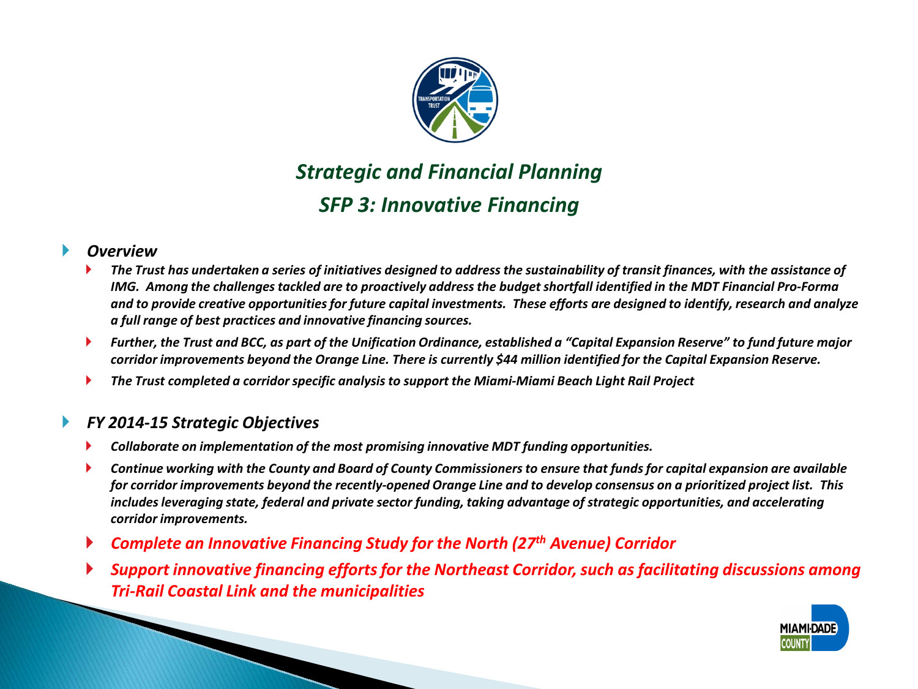# *Strategic and Financial Planning*

## *SFP 3: Innovative Financing*

- ***Overview***
  - *The Trust has undertaken a series of initiatives designed to address the sustainability of transit finances, with the assistance of IMG. Among the challenges tackled are to proactively address the budget shortfall identified in the MDT Financial Pro-Forma and to provide creative opportunities for future capital investments. These efforts are designed to identify, research and analyze a full range of best practices and innovative financing sources.*
  - *Further, the Trust and BCC, as part of the Unification Ordinance, established a "Capital Expansion Reserve" to fund future major corridor improvements beyond the Orange Line. There is currently $44 million identified for the Capital Expansion Reserve.*
  - *The Trust completed a corridor specific analysis to support the Miami-Miami Beach Light Rail Project*

- ***FY 2014-15 Strategic Objectives***
  - *Collaborate on implementation of the most promising innovative MDT funding opportunities.*
  - *Continue working with the County and Board of County Commissioners to ensure that funds for capital expansion are available for corridor improvements beyond the recently-opened Orange Line and to develop consensus on a prioritized project list. This includes leveraging state, federal and private sector funding, taking advantage of strategic opportunities, and accelerating corridor improvements.*
  - *Complete an Innovative Financing Study for the North (27th Avenue) Corridor*
  - *Support innovative financing efforts for the Northeast Corridor, such as facilitating discussions among Tri-Rail Coastal Link and the municipalities*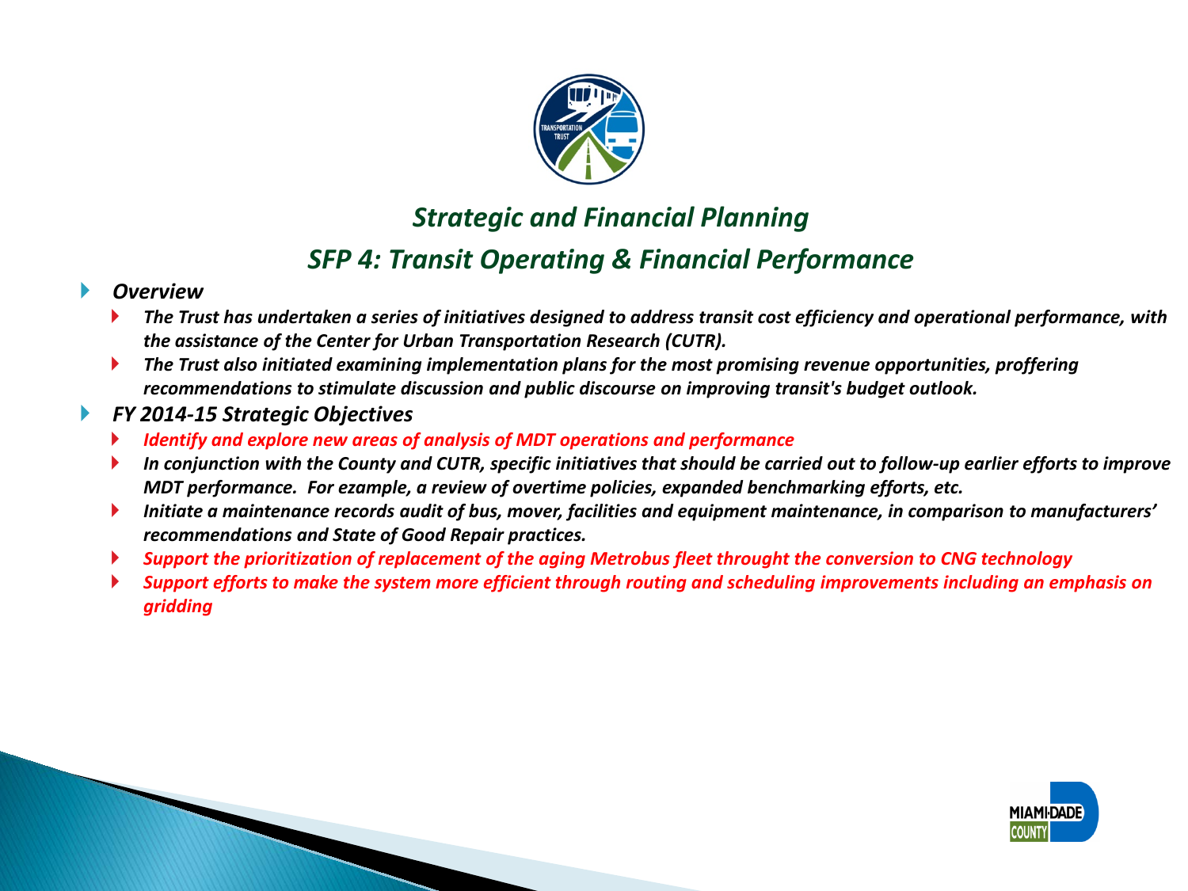## *Strategic and Financial Planning*

## *SFP 4: Transit Operating & Financial Performance*

- ***Overview***
  - ***The Trust has undertaken a series of initiatives designed to address transit cost efficiency and operational performance, with the assistance of the Center for Urban Transportation Research (CUTR).***
  - ***The Trust also initiated examining implementation plans for the most promising revenue opportunities, proffering recommendations to stimulate discussion and public discourse on improving transit's budget outlook.***
- ***FY 2014-15 Strategic Objectives***
  - ***Identify and explore new areas of analysis of MDT operations and performance***
  - ***In conjunction with the County and CUTR, specific initiatives that should be carried out to follow-up earlier efforts to improve MDT performance. For ezample, a review of overtime policies, expanded benchmarking efforts, etc.***
  - ***Initiate a maintenance records audit of bus, mover, facilities and equipment maintenance, in comparison to manufacturers' recommendations and State of Good Repair practices.***
  - ***Support the prioritization of replacement of the aging Metrobus fleet throught the conversion to CNG technology***
  - ***Support efforts to make the system more efficient through routing and scheduling improvements including an emphasis on gridding***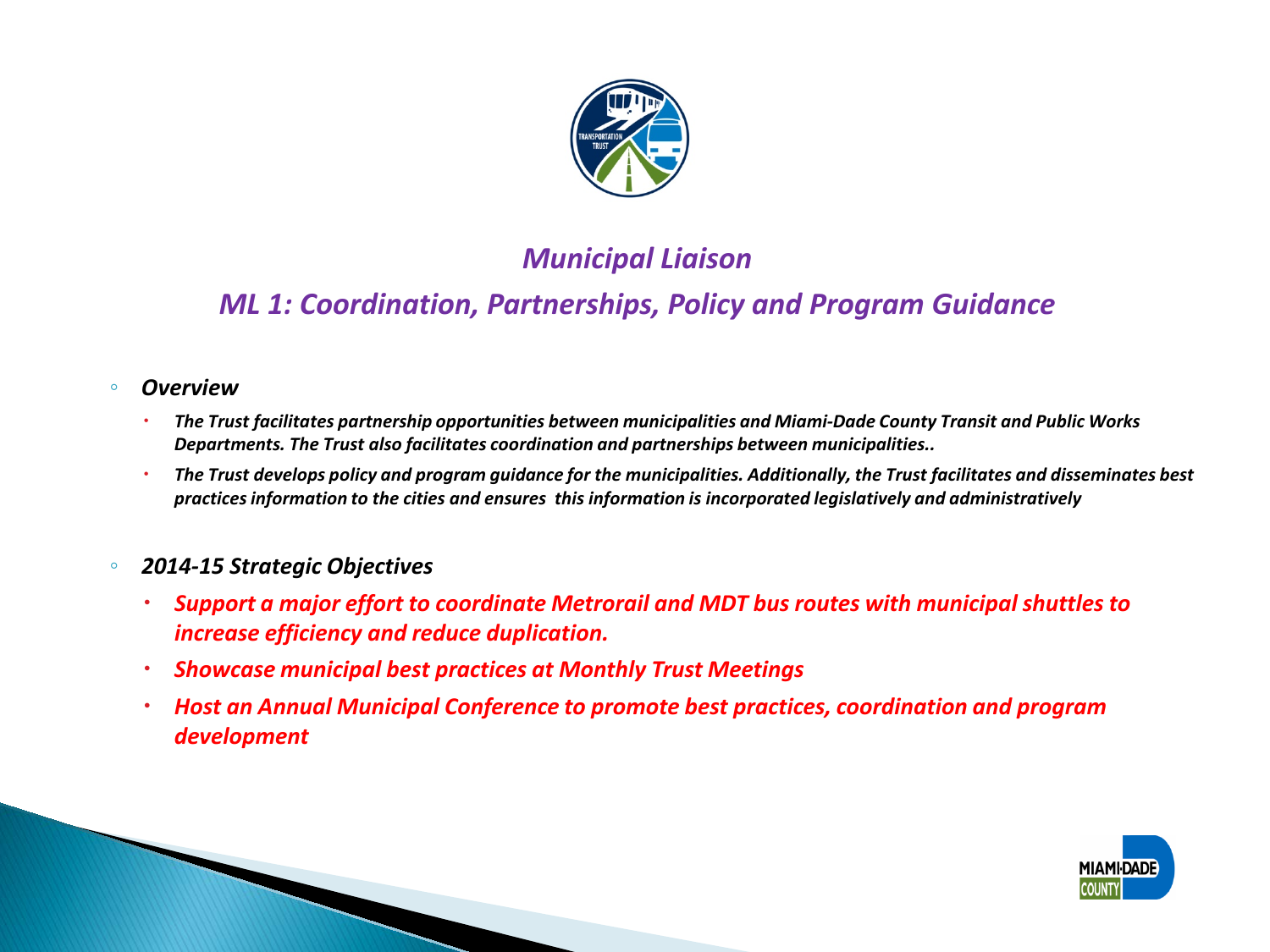## *Municipal Liaison*

## *ML 1: Coordination, Partnerships, Policy and Program Guidance*

- ***Overview***
  - ***The Trust facilitates partnership opportunities between municipalities and Miami-Dade County Transit and Public Works Departments. The Trust also facilitates coordination and partnerships between municipalities..***
  - ***The Trust develops policy and program guidance for the municipalities. Additionally, the Trust facilitates and disseminates best practices information to the cities and ensures this information is incorporated legislatively and administratively***

- ***2014-15 Strategic Objectives***
  - ***Support a major effort to coordinate Metrorail and MDT bus routes with municipal shuttles to increase efficiency and reduce duplication.***
  - ***Showcase municipal best practices at Monthly Trust Meetings***
  - ***Host an Annual Municipal Conference to promote best practices, coordination and program development***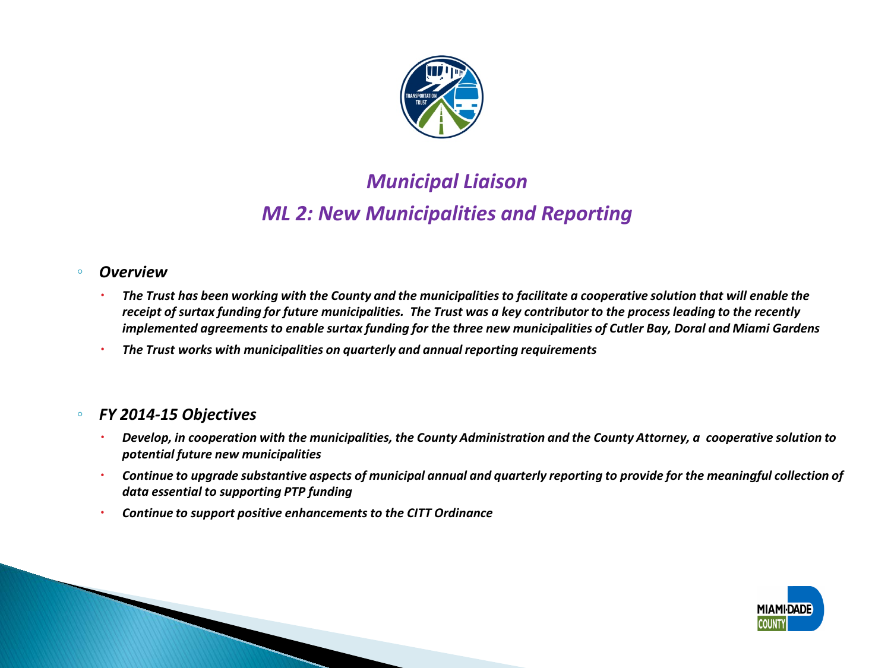## *Municipal Liaison*

## *ML 2: New Municipalities and Reporting*

- ***Overview***
  - ***The Trust has been working with the County and the municipalities to facilitate a cooperative solution that will enable the receipt of surtax funding for future municipalities. The Trust was a key contributor to the process leading to the recently implemented agreements to enable surtax funding for the three new municipalities of Cutler Bay, Doral and Miami Gardens***
  - ***The Trust works with municipalities on quarterly and annual reporting requirements***

- ***FY 2014-15 Objectives***
  - ***Develop, in cooperation with the municipalities, the County Administration and the County Attorney, a cooperative solution to potential future new municipalities***
  - ***Continue to upgrade substantive aspects of municipal annual and quarterly reporting to provide for the meaningful collection of data essential to supporting PTP funding***
  - ***Continue to support positive enhancements to the CITT Ordinance***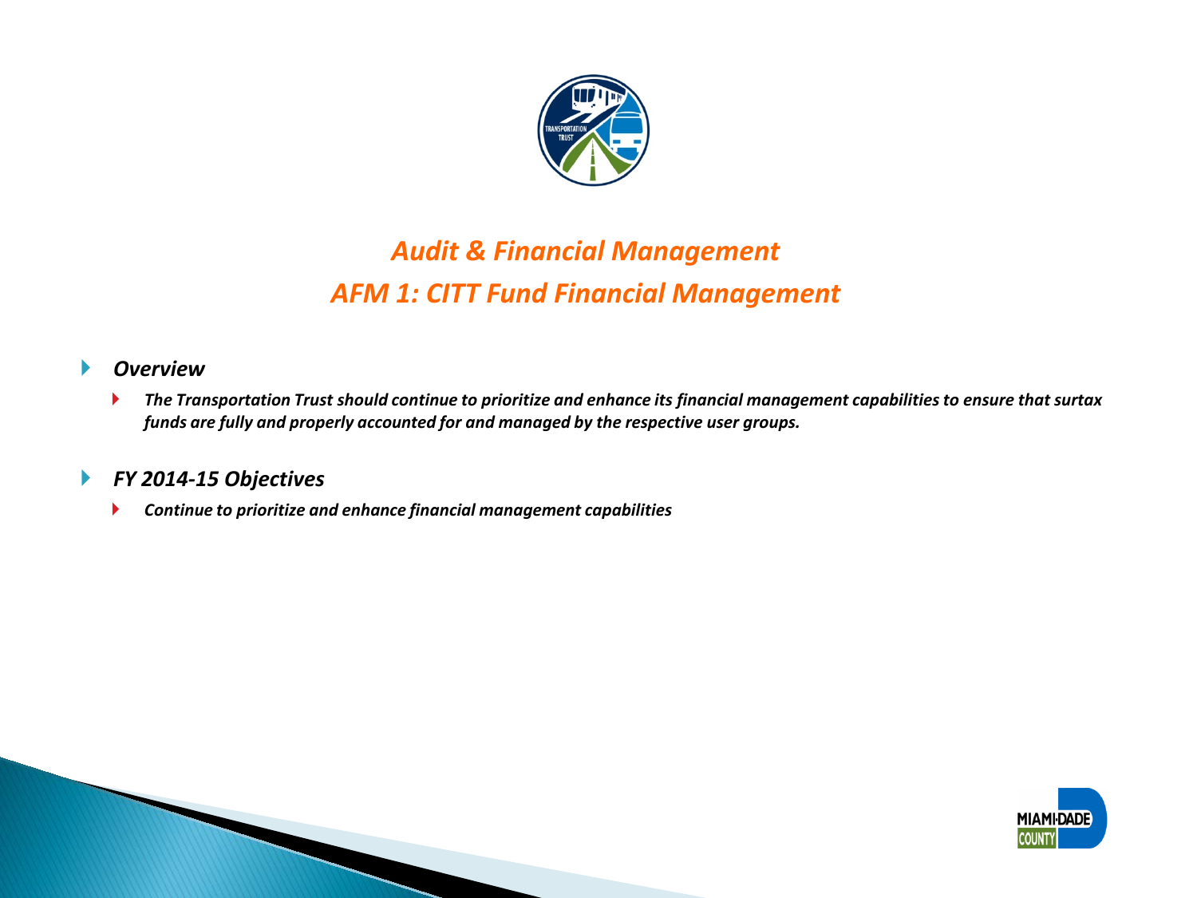# *Audit & Financial Management*
# *AFM 1: CITT Fund Financial Management*

- ***Overview***
  - ***The Transportation Trust should continue to prioritize and enhance its financial management capabilities to ensure that surtax funds are fully and properly accounted for and managed by the respective user groups.***

- ***FY 2014-15 Objectives***
  - ***Continue to prioritize and enhance financial management capabilities***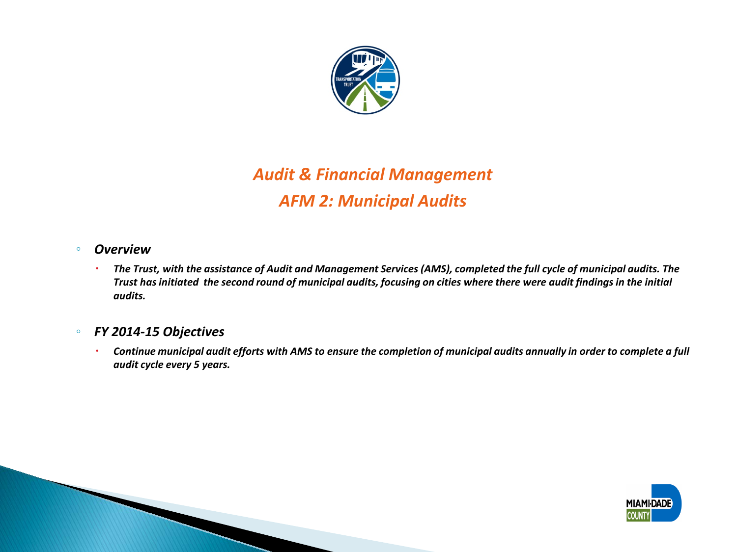# *Audit & Financial Management*
## *AFM 2: Municipal Audits*

- ***Overview***
  - ***The Trust, with the assistance of Audit and Management Services (AMS), completed the full cycle of municipal audits. The Trust has initiated the second round of municipal audits, focusing on cities where there were audit findings in the initial audits.***

- ***FY 2014-15 Objectives***
  - ***Continue municipal audit efforts with AMS to ensure the completion of municipal audits annually in order to complete a full audit cycle every 5 years.***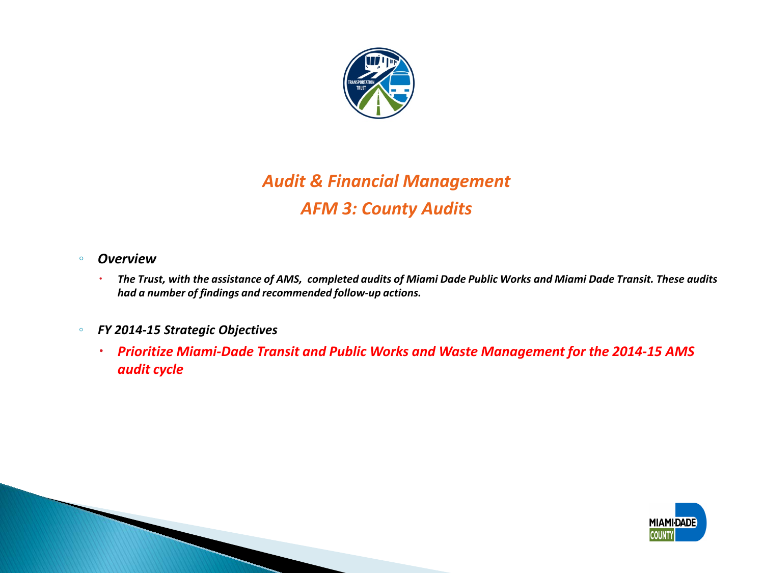## *Audit & Financial Management*
## *AFM 3: County Audits*

- ***Overview***
  - ***The Trust, with the assistance of AMS, completed audits of Miami Dade Public Works and Miami Dade Transit. These audits had a number of findings and recommended follow-up actions.***

- ***FY 2014-15 Strategic Objectives***
  - ***Prioritize Miami-Dade Transit and Public Works and Waste Management for the 2014-15 AMS audit cycle***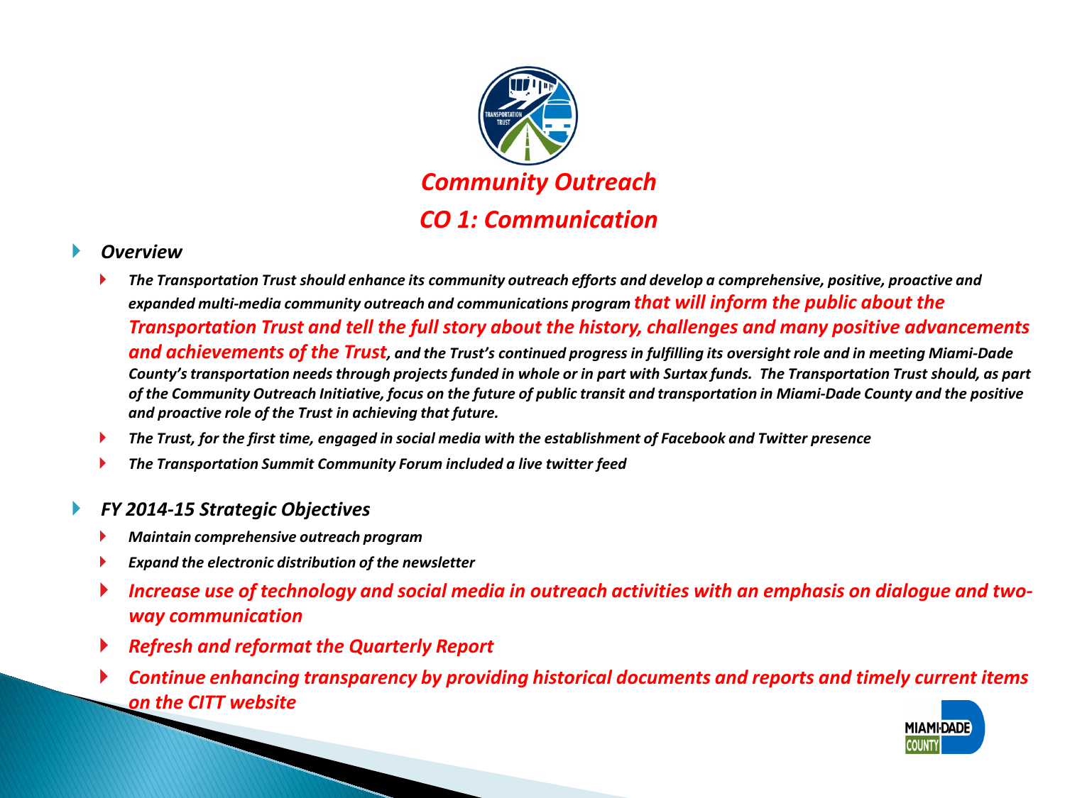# *Community Outreach*

## *CO 1: Communication*

- ***Overview***
  - ***The Transportation Trust should enhance its community outreach efforts and develop a comprehensive, positive, proactive and expanded multi-media community outreach and communications program that will inform the public about the Transportation Trust and tell the full story about the history, challenges and many positive advancements and achievements of the Trust, and the Trust's continued progress in fulfilling its oversight role and in meeting Miami-Dade County's transportation needs through projects funded in whole or in part with Surtax funds. The Transportation Trust should, as part of the Community Outreach Initiative, focus on the future of public transit and transportation in Miami-Dade County and the positive and proactive role of the Trust in achieving that future.***
  - ***The Trust, for the first time, engaged in social media with the establishment of Facebook and Twitter presence***
  - ***The Transportation Summit Community Forum included a live twitter feed***

- ***FY 2014-15 Strategic Objectives***
  - ***Maintain comprehensive outreach program***
  - ***Expand the electronic distribution of the newsletter***
  - ***Increase use of technology and social media in outreach activities with an emphasis on dialogue and two-way communication***
  - ***Refresh and reformat the Quarterly Report***
  - ***Continue enhancing transparency by providing historical documents and reports and timely current items on the CITT website***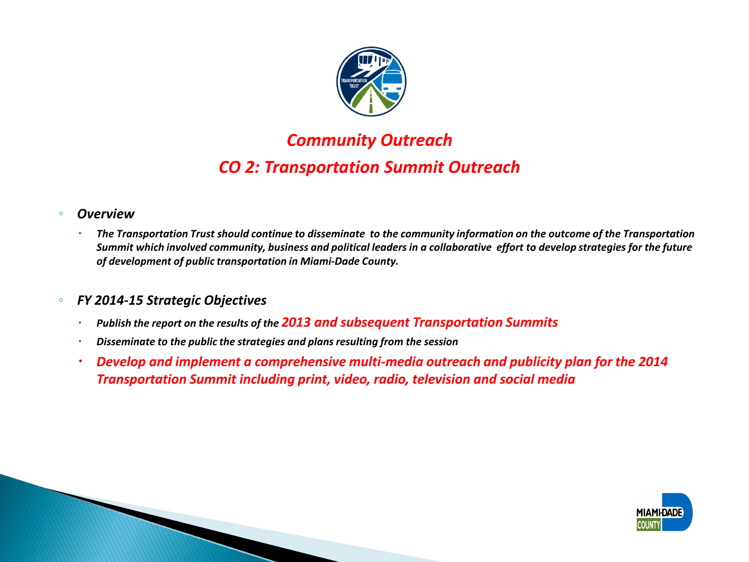## *Community Outreach*

## *CO 2: Transportation Summit Outreach*

- ***Overview***
  - ***The Transportation Trust should continue to disseminate to the community information on the outcome of the Transportation Summit which involved community, business and political leaders in a collaborative effort to develop strategies for the future of development of public transportation in Miami-Dade County.***

- ***FY 2014-15 Strategic Objectives***
  - ***Publish the report on the results of the 2013 and subsequent Transportation Summits***
  - ***Disseminate to the public the strategies and plans resulting from the session***
  - ***Develop and implement a comprehensive multi-media outreach and publicity plan for the 2014 Transportation Summit including print, video, radio, television and social media***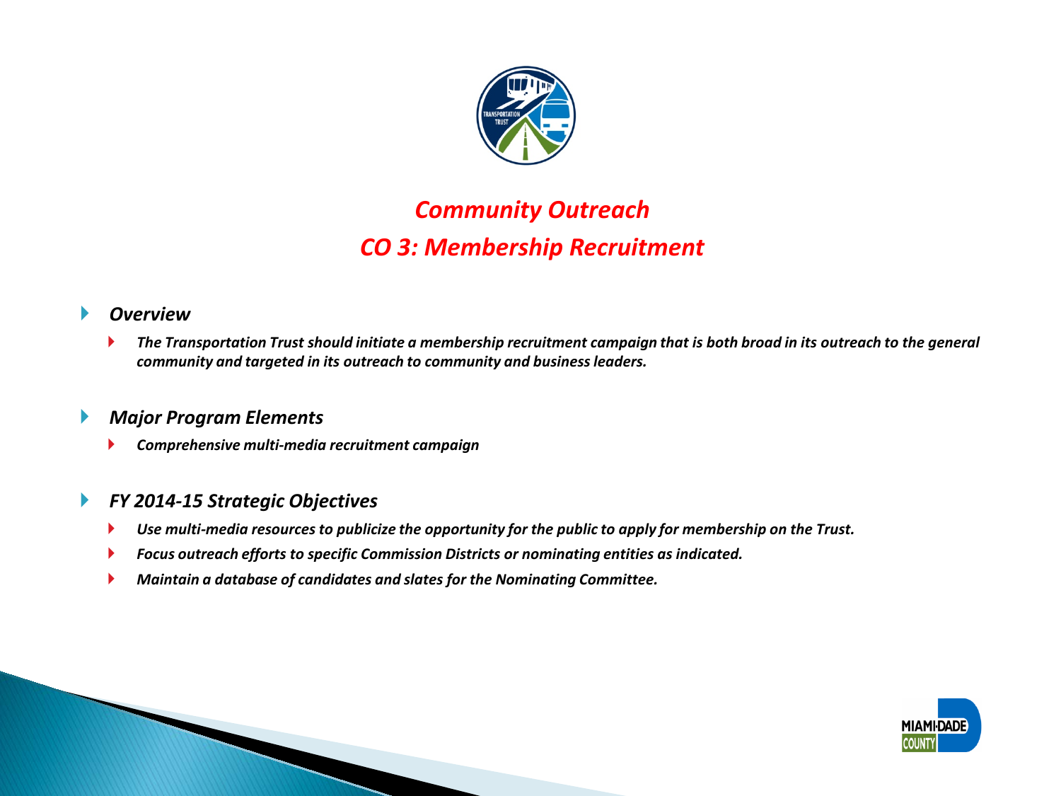## *Community Outreach*

## *CO 3: Membership Recruitment*

- ***Overview***
  - ***The Transportation Trust should initiate a membership recruitment campaign that is both broad in its outreach to the general community and targeted in its outreach to community and business leaders.***

- ***Major Program Elements***
  - ***Comprehensive multi-media recruitment campaign***

- ***FY 2014-15 Strategic Objectives***
  - ***Use multi-media resources to publicize the opportunity for the public to apply for membership on the Trust.***
  - ***Focus outreach efforts to specific Commission Districts or nominating entities as indicated.***
  - ***Maintain a database of candidates and slates for the Nominating Committee.***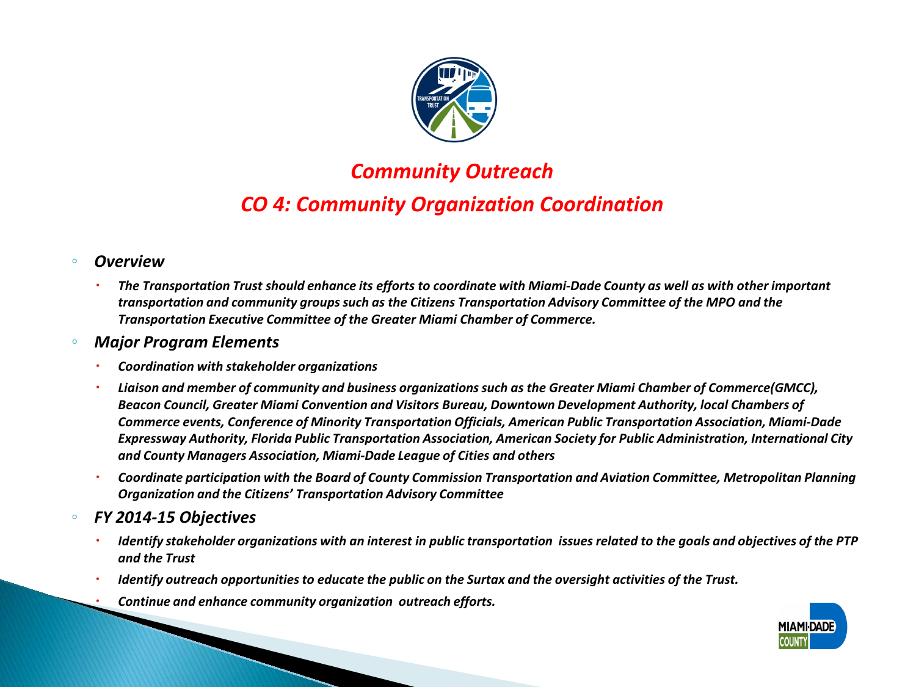## *Community Outreach*

## *CO 4: Community Organization Coordination*

- ***Overview***
  - ***The Transportation Trust should enhance its efforts to coordinate with Miami-Dade County as well as with other important transportation and community groups such as the Citizens Transportation Advisory Committee of the MPO and the Transportation Executive Committee of the Greater Miami Chamber of Commerce.***
- ***Major Program Elements***
  - ***Coordination with stakeholder organizations***
  - ***Liaison and member of community and business organizations such as the Greater Miami Chamber of Commerce(GMCC), Beacon Council, Greater Miami Convention and Visitors Bureau, Downtown Development Authority, local Chambers of Commerce events, Conference of Minority Transportation Officials, American Public Transportation Association, Miami-Dade Expressway Authority, Florida Public Transportation Association, American Society for Public Administration, International City and County Managers Association, Miami-Dade League of Cities and others***
  - ***Coordinate participation with the Board of County Commission Transportation and Aviation Committee, Metropolitan Planning Organization and the Citizens' Transportation Advisory Committee***
- ***FY 2014-15 Objectives***
  - ***Identify stakeholder organizations with an interest in public transportation issues related to the goals and objectives of the PTP and the Trust***
  - ***Identify outreach opportunities to educate the public on the Surtax and the oversight activities of the Trust.***
  - ***Continue and enhance community organization outreach efforts.***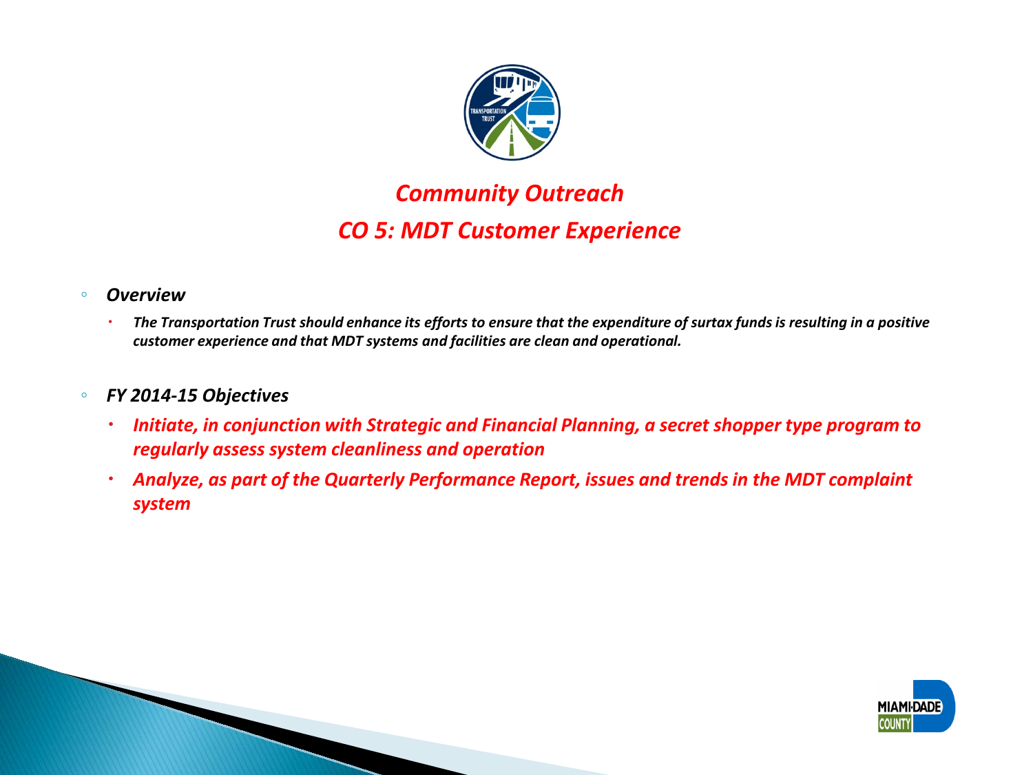## *Community Outreach*

## *CO 5: MDT Customer Experience*

- ***Overview***
  - ***The Transportation Trust should enhance its efforts to ensure that the expenditure of surtax funds is resulting in a positive customer experience and that MDT systems and facilities are clean and operational.***

- ***FY 2014-15 Objectives***
  - ***Initiate, in conjunction with Strategic and Financial Planning, a secret shopper type program to regularly assess system cleanliness and operation***
  - ***Analyze, as part of the Quarterly Performance Report, issues and trends in the MDT complaint system***